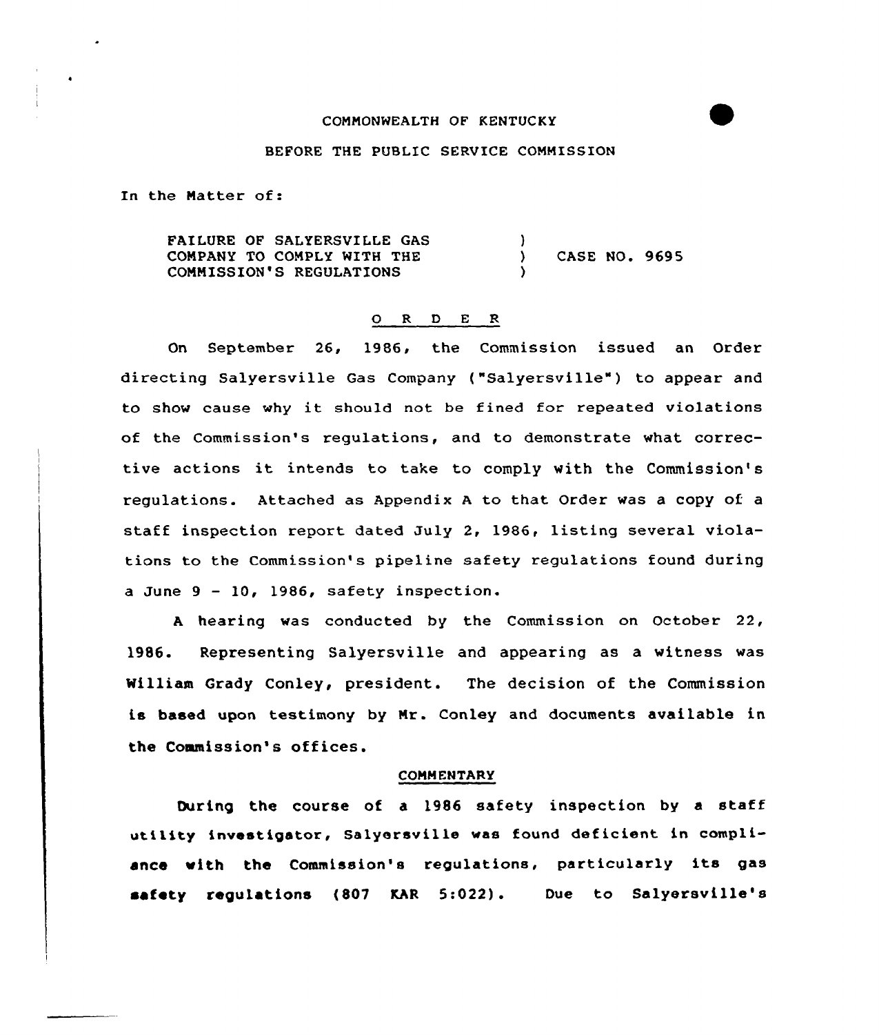COMMONWEALTH OF KENTUCKY

BEFORE THE PUBLIC SERVICE COMMISSION

In the Matter of:

| | | |
|---|---|---|
| FAILURE OF SALYERSVILLE GAS COMPANY TO COMPLY WITH THE COMMISSION'S REGULATIONS | ) ) ) | CASE NO. 9695 |

## O R D E R

On September 26, 1986, the Commission issued an Order directing Salyersville Gas Company ("Salyersville") to appear and to show cause why it should not be fined for repeated violations of the Commission's regulations, and to demonstrate what corrective actions it intends to take to comply with the Commission's regulations. Attached as Appendix A to that Order was a copy of a staff inspection report dated July 2, 1986, listing several violations to the Commission's pipeline safety regulations found during a June 9 - 10, 1986, safety inspection.

A hearing was conducted by the Commission on October 22, 1986. Representing Salyersville and appearing as a witness was William Grady Conley, president. The decision of the Commission is based upon testimony by Mr. Conley and documents available in the Commission's offices.

### COMMENTARY

During the course of a 1986 safety inspection by a staff utility investigator, Salyersville was found deficient in compliance with the Commission's regulations, particularly its gas safety regulations (807 KAR 5:022). Due to Salyersville's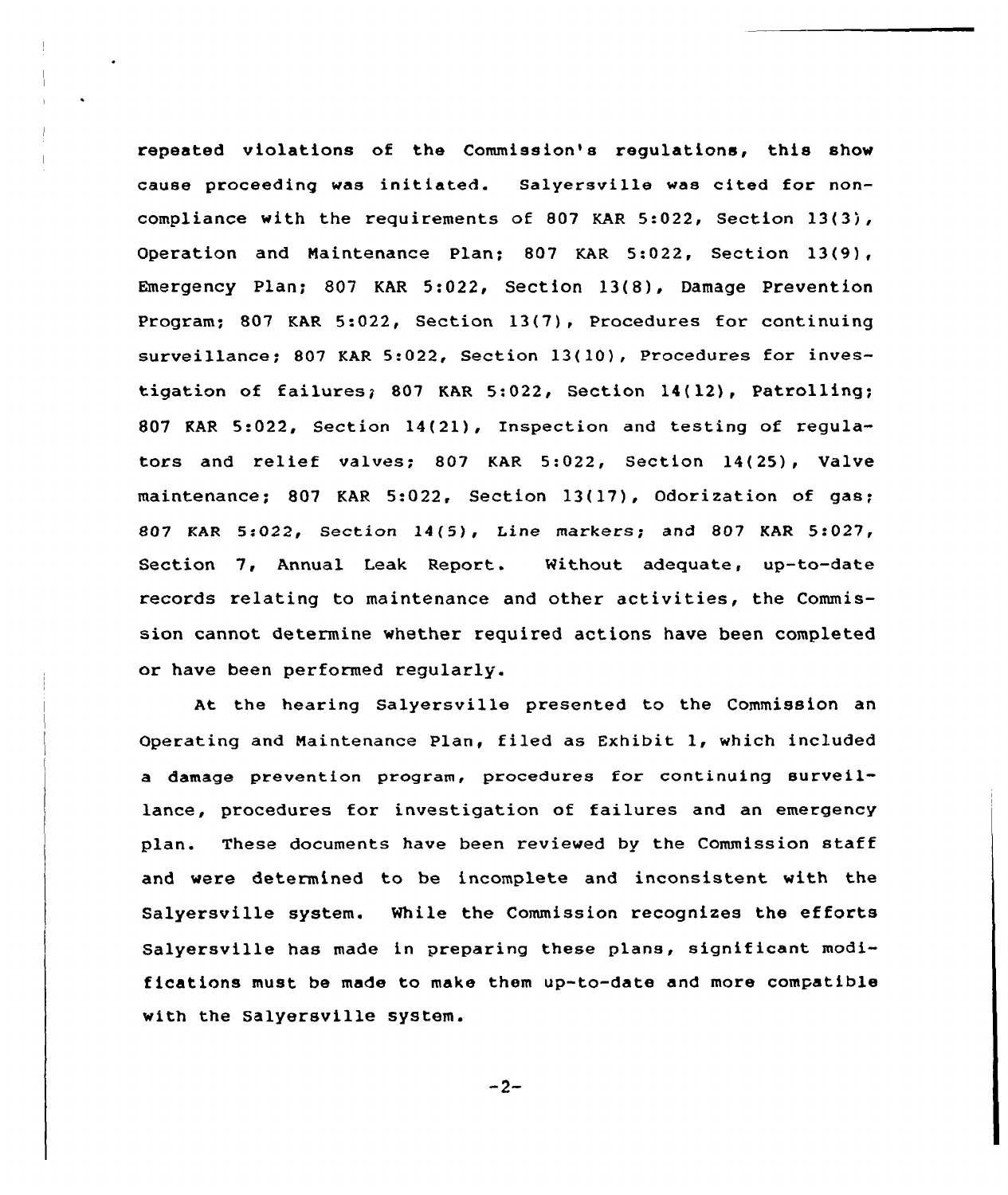repeated violations of the Commission's regulations, this show cause proceeding was initiated. Salyersville was cited for non-compliance with the requirements of 807 KAR 5:022, Section 13(3), Operation and Maintenance Plan; 807 KAR 5:022, Section 13(9), Emergency Plan; 807 KAR 5:022, Section 13(8), Damage Prevention Program; 807 KAR 5:022, Section 13(7), Procedures for continuing surveillance; 807 KAR 5:022, Section 13(10), Procedures for investigation of failures; 807 KAR 5:022, Section 14(12), Patrolling; 807 KAR 5:022, Section 14(21), Inspection and testing of regulators and relief valves; 807 KAR 5:022, Section 14(25), Valve maintenance; 807 KAR 5:022, Section 13(17), Odorization of gas; 807 KAR 5:022, Section 14(5), Line markers; and 807 KAR 5:027, Section 7, Annual Leak Report. Without adequate, up-to-date records relating to maintenance and other activities, the Commission cannot determine whether required actions have been completed or have been performed regularly.

At the hearing Salyersville presented to the Commission an Operating and Maintenance Plan, filed as Exhibit 1, which included a damage prevention program, procedures for continuing surveillance, procedures for investigation of failures and an emergency plan. These documents have been reviewed by the Commission staff and were determined to be incomplete and inconsistent with the Salyersville system. While the Commission recognizes the efforts Salyersville has made in preparing these plans, significant modifications must be made to make them up-to-date and more compatible with the Salyersville system.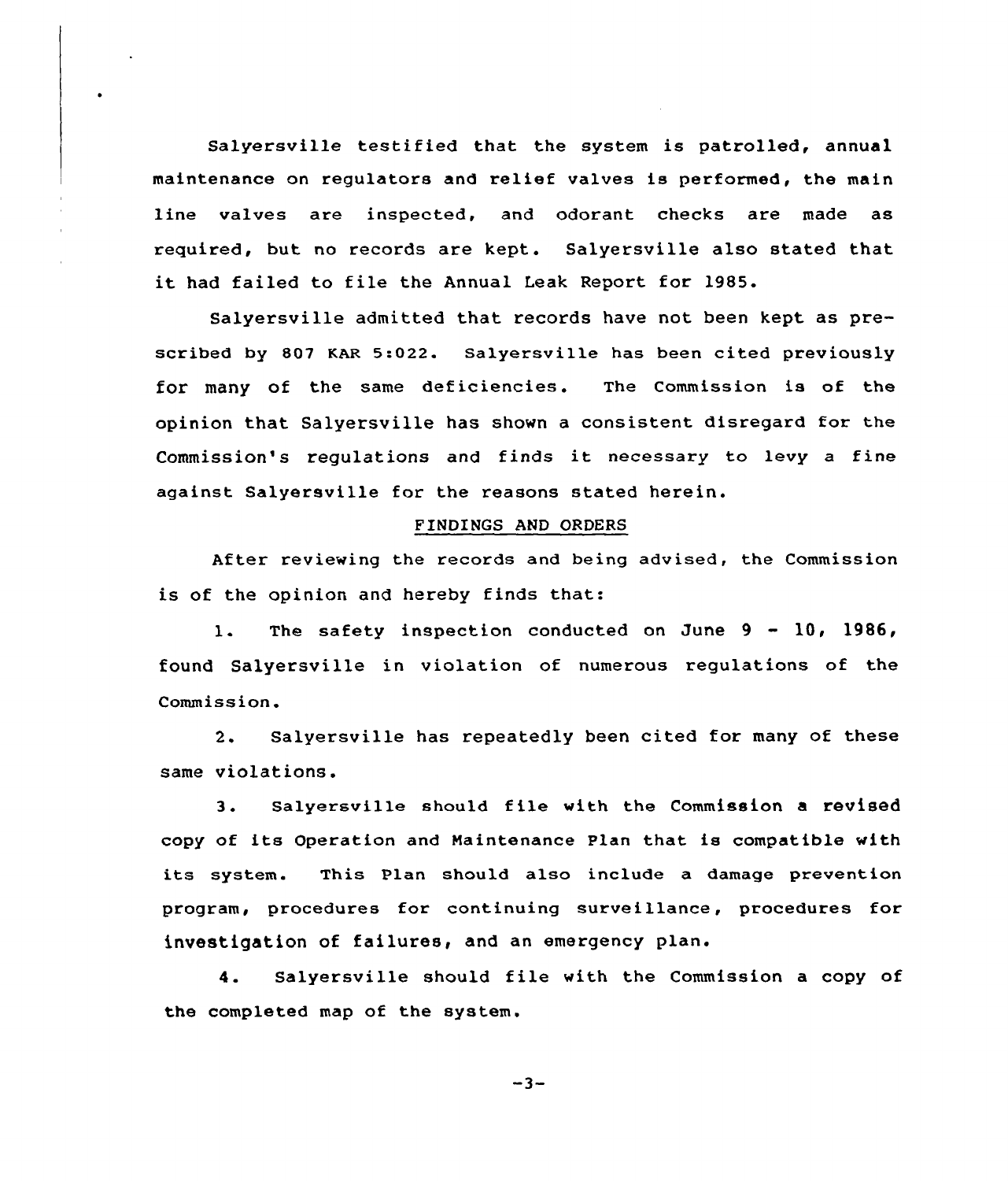Salyersville testified that the system is patrolled, annual maintenance on regulators and relief valves is performed, the main line valves are inspected, and odorant checks are made as required, but no records are kept. Salyersville also stated that it had failed to file the Annual Leak Report for 1985.

Salyersville admitted that records have not been kept as prescribed by 807 KAR 5:022. Salyersville has been cited previously for many of the same deficiencies. The Commission is of the opinion that Salyersville has shown a consistent disregard for the Commission's regulations and finds it necessary to levy a fine against Salyersville for the reasons stated herein.

FINDINGS AND ORDERS

After reviewing the records and being advised, the Commission is of the opinion and hereby finds that:

1. The safety inspection conducted on June 9 - 10, 1986, found Salyersville in violation of numerous regulations of the Commission.

2. Salyersville has repeatedly been cited for many of these same violations.

3. Salyersville should file with the Commission a revised copy of its Operation and Maintenance Plan that is compatible with its system. This Plan should also include a damage prevention program, procedures for continuing surveillance, procedures for investigation of failures, and an emergency plan.

4. Salyersville should file with the Commission a copy of the completed map of the system.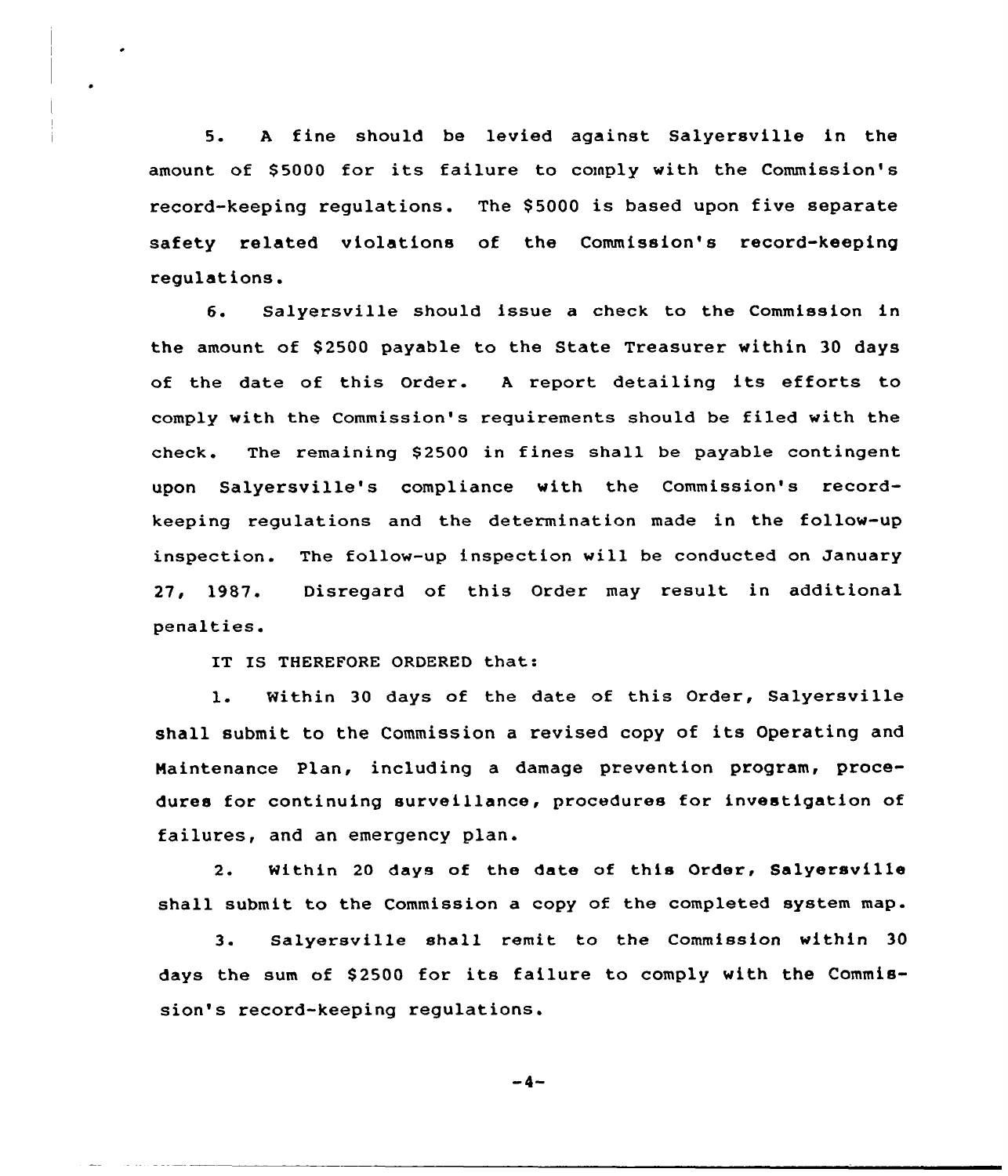5. A fine should be levied against Salyersville in the amount of $5000 for its failure to comply with the Commission's record-keeping regulations. The $5000 is based upon five separate safety related violations of the Commission's record-keeping regulations.

6. Salyersville should issue a check to the Commission in the amount of $2500 payable to the State Treasurer within 30 days of the date of this Order. A report detailing its efforts to comply with the Commission's requirements should be filed with the check. The remaining $2500 in fines shall be payable contingent upon Salyersville's compliance with the Commission's record-keeping regulations and the determination made in the follow-up inspection. The follow-up inspection will be conducted on January 27, 1987. Disregard of this Order may result in additional penalties.

IT IS THEREFORE ORDERED that:

1. Within 30 days of the date of this Order, Salyersville shall submit to the Commission a revised copy of its Operating and Maintenance Plan, including a damage prevention program, procedures for continuing surveillance, procedures for investigation of failures, and an emergency plan.

2. Within 20 days of the date of this Order, Salyersville shall submit to the Commission a copy of the completed system map.

3. Salyersville shall remit to the Commission within 30 days the sum of $2500 for its failure to comply with the Commission's record-keeping regulations.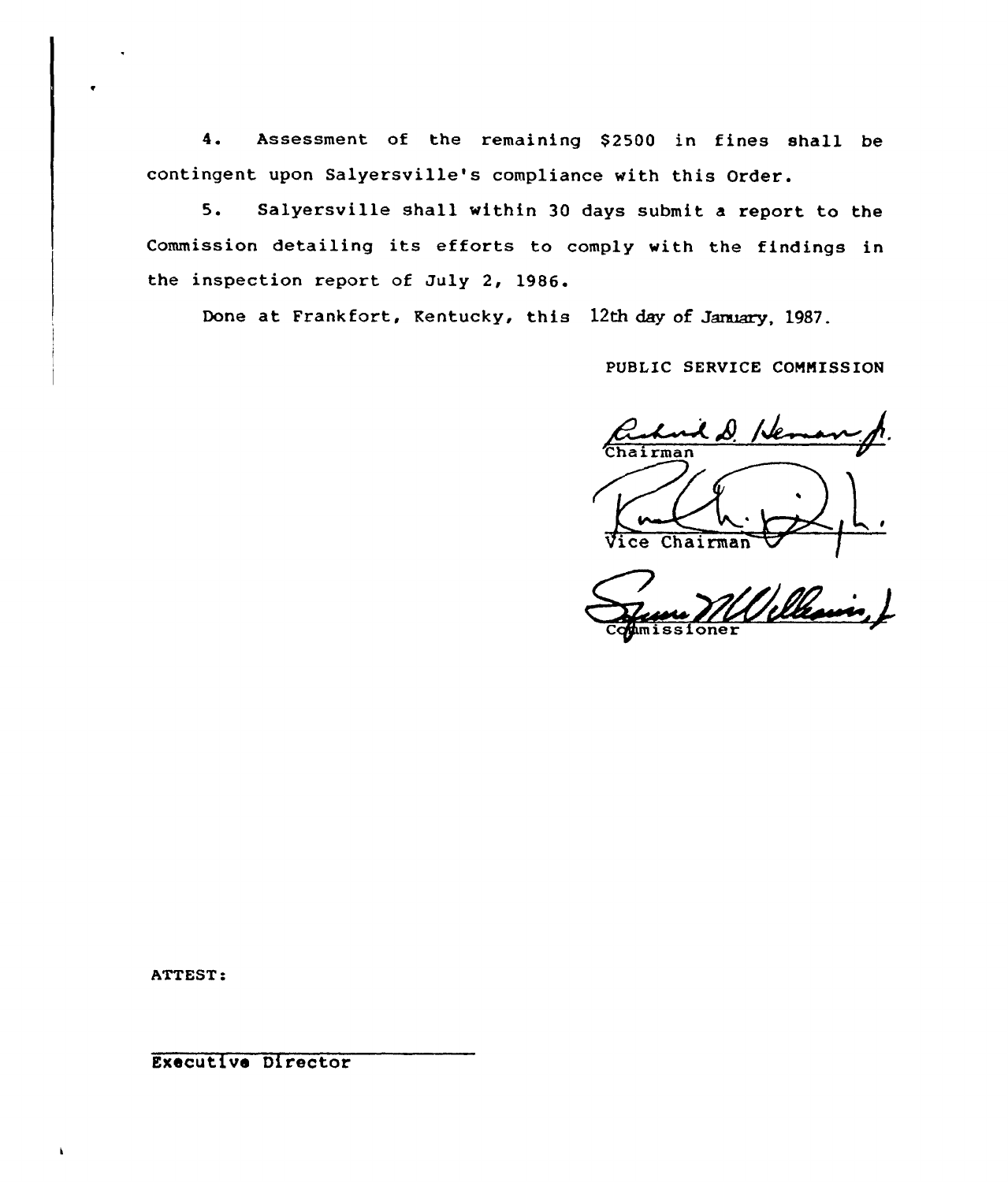4. Assessment of the remaining $2500 in fines shall be contingent upon Salyersville's compliance with this Order.

5. Salyersville shall within 30 days submit a report to the Commission detailing its efforts to comply with the findings in the inspection report of July 2, 1986.

Done at Frankfort, Kentucky, this 12th day of January, 1987.

PUBLIC SERVICE COMMISSION

Chairman

Vice Chairman

Commissioner

ATTEST:

Executive Director